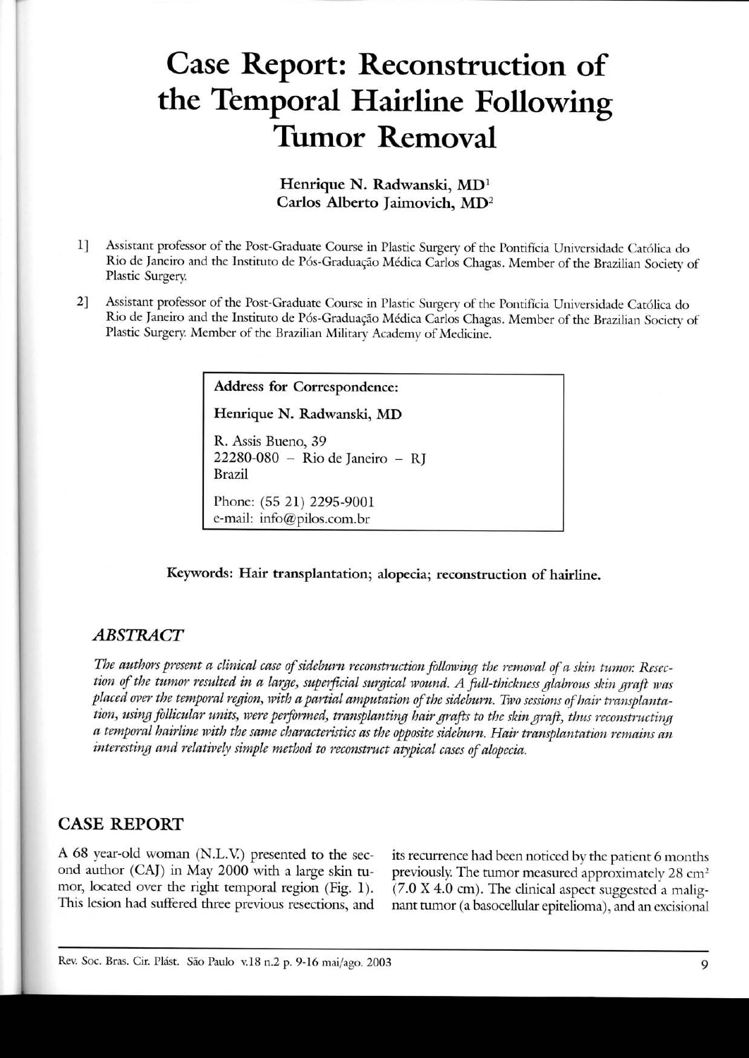# Case Report: Reconstruction of the Temporal Hairline Following Tumor Removal

**Henrique N. Radwanski, MD**[1]
**Carlos Alberto Jaimovich, MD**[2]

1] Assistant professor of the Post-Graduate Course in Plastic Surgery of the Pontifícia Universidade Católica do Rio de Janeiro and the Instituto de Pós-Graduação Médica Carlos Chagas. Member of the Brazilian Society of Plastic Surgery.

2] Assistant professor of the Post-Graduate Course in Plastic Surgery of the Pontifícia Universidade Católica do Rio de Janeiro and the Instituto de Pós-Graduação Médica Carlos Chagas. Member of the Brazilian Society of Plastic Surgery. Member of the Brazilian Military Academy of Medicine.

**Address for Correspondence:**

**Henrique N. Radwanski, MD**

R. Assis Bueno, 39
22280-080 – Rio de Janeiro – RJ
Brazil

Phone: (55 21) 2295-9001
e-mail: info@pilos.com.br

**Keywords: Hair transplantation; alopecia; reconstruction of hairline.**

## *ABSTRACT*

*The authors present a clinical case of sideburn reconstruction following the removal of a skin tumor. Resection of the tumor resulted in a large, superficial surgical wound. A full-thickness glabrous skin graft was placed over the temporal region, with a partial amputation of the sideburn. Two sessions of hair transplantation, using follicular units, were performed, transplanting hair grafts to the skin graft, thus reconstructing a temporal hairline with the same characteristics as the opposite sideburn. Hair transplantation remains an interesting and relatively simple method to reconstruct atypical cases of alopecia.*

## CASE REPORT

A 68 year-old woman (N.L.V.) presented to the second author (CAJ) in May 2000 with a large skin tumor, located over the right temporal region (Fig. 1). This lesion had suffered three previous resections, and its recurrence had been noticed by the patient 6 months previously. The tumor measured approximately 28 cm$^2$ (7.0 X 4.0 cm). The clinical aspect suggested a malignant tumor (a basocellular epitelioma), and an excisional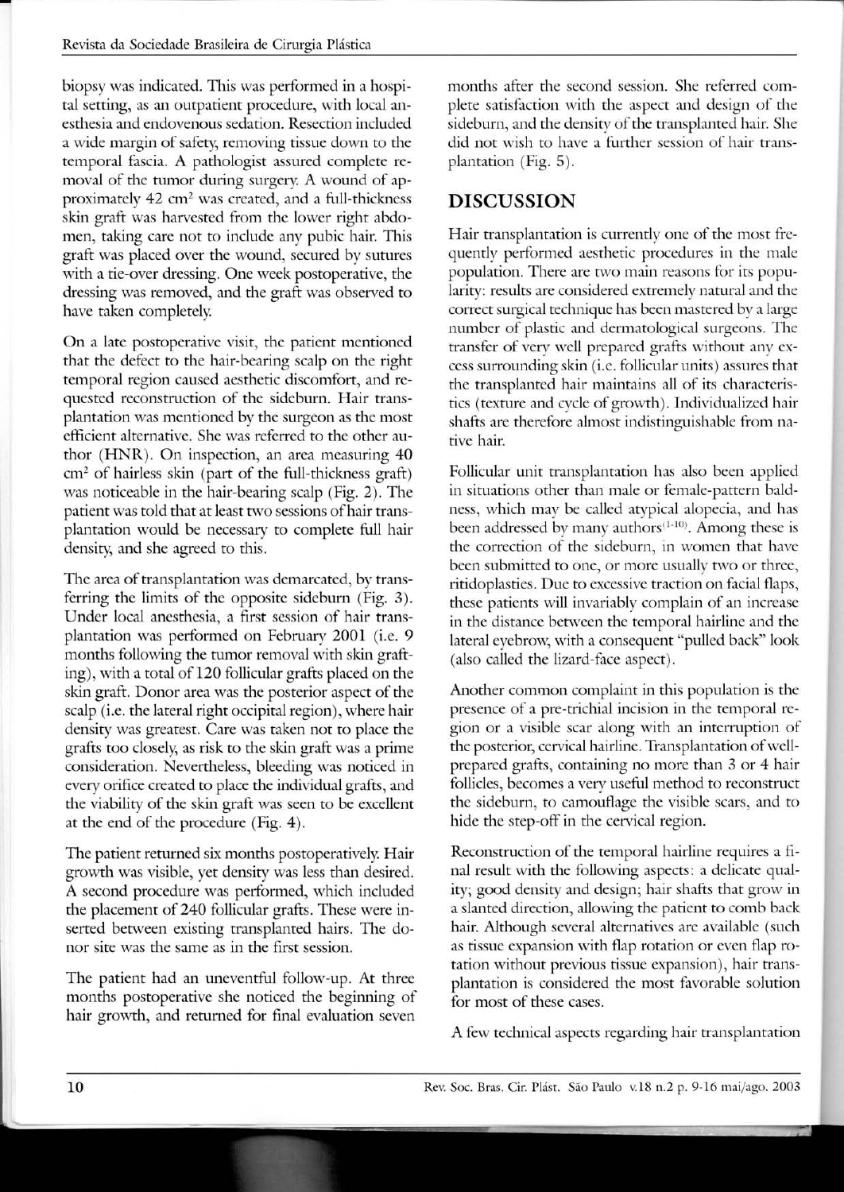biopsy was indicated. This was performed in a hospital setting, as an outpatient procedure, with local anesthesia and endovenous sedation. Resection included a wide margin of safety, removing tissue down to the temporal fascia. A pathologist assured complete removal of the tumor during surgery. A wound of approximately 42 $cm^2$ was created, and a full-thickness skin graft was harvested from the lower right abdomen, taking care not to include any pubic hair. This graft was placed over the wound, secured by sutures with a tie-over dressing. One week postoperative, the dressing was removed, and the graft was observed to have taken completely.

On a late postoperative visit, the patient mentioned that the defect to the hair-bearing scalp on the right temporal region caused aesthetic discomfort, and requested reconstruction of the sideburn. Hair transplantation was mentioned by the surgeon as the most efficient alternative. She was referred to the other author (HNR). On inspection, an area measuring 40 $cm^2$ of hairless skin (part of the full-thickness graft) was noticeable in the hair-bearing scalp (Fig. 2). The patient was told that at least two sessions of hair transplantation would be necessary to complete full hair density, and she agreed to this.

The area of transplantation was demarcated, by transferring the limits of the opposite sideburn (Fig. 3). Under local anesthesia, a first session of hair transplantation was performed on February 2001 (i.e. 9 months following the tumor removal with skin grafting), with a total of 120 follicular grafts placed on the skin graft. Donor area was the posterior aspect of the scalp (i.e. the lateral right occipital region), where hair density was greatest. Care was taken not to place the grafts too closely, as risk to the skin graft was a prime consideration. Nevertheless, bleeding was noticed in every orifice created to place the individual grafts, and the viability of the skin graft was seen to be excellent at the end of the procedure (Fig. 4).

The patient returned six months postoperatively. Hair growth was visible, yet density was less than desired. A second procedure was performed, which included the placement of 240 follicular grafts. These were inserted between existing transplanted hairs. The donor site was the same as in the first session.

The patient had an uneventful follow-up. At three months postoperative she noticed the beginning of hair growth, and returned for final evaluation seven months after the second session. She referred complete satisfaction with the aspect and design of the sideburn, and the density of the transplanted hair. She did not wish to have a further session of hair transplantation (Fig. 5).

## DISCUSSION

Hair transplantation is currently one of the most frequently performed aesthetic procedures in the male population. There are two main reasons for its popularity: results are considered extremely natural and the correct surgical technique has been mastered by a large number of plastic and dermatological surgeons. The transfer of very well prepared grafts without any excess surrounding skin (i.e. follicular units) assures that the transplanted hair maintains all of its characteristics (texture and cycle of growth). Individualized hair shafts are therefore almost indistinguishable from native hair.

Follicular unit transplantation has also been applied in situations other than male or female-pattern baldness, which may be called atypical alopecia, and has been addressed by many authors[1-10]. Among these is the correction of the sideburn, in women that have been submitted to one, or more usually two or three, ritidoplasties. Due to excessive traction on facial flaps, these patients will invariably complain of an increase in the distance between the temporal hairline and the lateral eyebrow, with a consequent "pulled back" look (also called the lizard-face aspect).

Another common complaint in this population is the presence of a pre-trichial incision in the temporal region or a visible scar along with an interruption of the posterior, cervical hairline. Transplantation of well-prepared grafts, containing no more than 3 or 4 hair follicles, becomes a very useful method to reconstruct the sideburn, to camouflage the visible scars, and to hide the step-off in the cervical region.

Reconstruction of the temporal hairline requires a final result with the following aspects: a delicate quality; good density and design; hair shafts that grow in a slanted direction, allowing the patient to comb back hair. Although several alternatives are available (such as tissue expansion with flap rotation or even flap rotation without previous tissue expansion), hair transplantation is considered the most favorable solution for most of these cases.

A few technical aspects regarding hair transplantation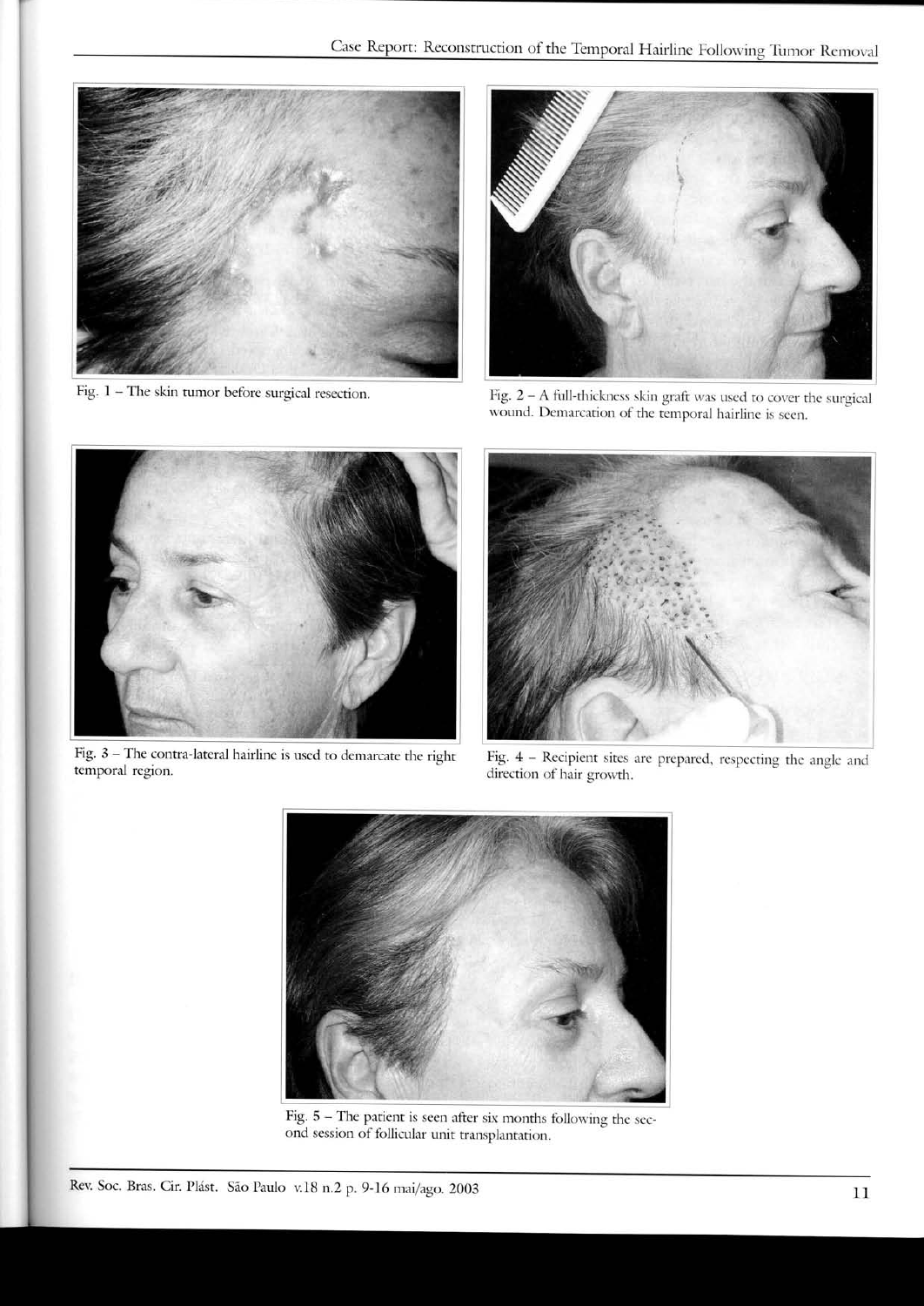Fig. 1 – The skin tumor before surgical resection.

Fig. 2 – A full-thickness skin graft was used to cover the surgical wound. Demarcation of the temporal hairline is seen.

Fig. 3 – The contra-lateral hairline is used to demarcate the right temporal region.

Fig. 4 – Recipient sites are prepared, respecting the angle and direction of hair growth.

Fig. 5 – The patient is seen after six months following the second session of follicular unit transplantation.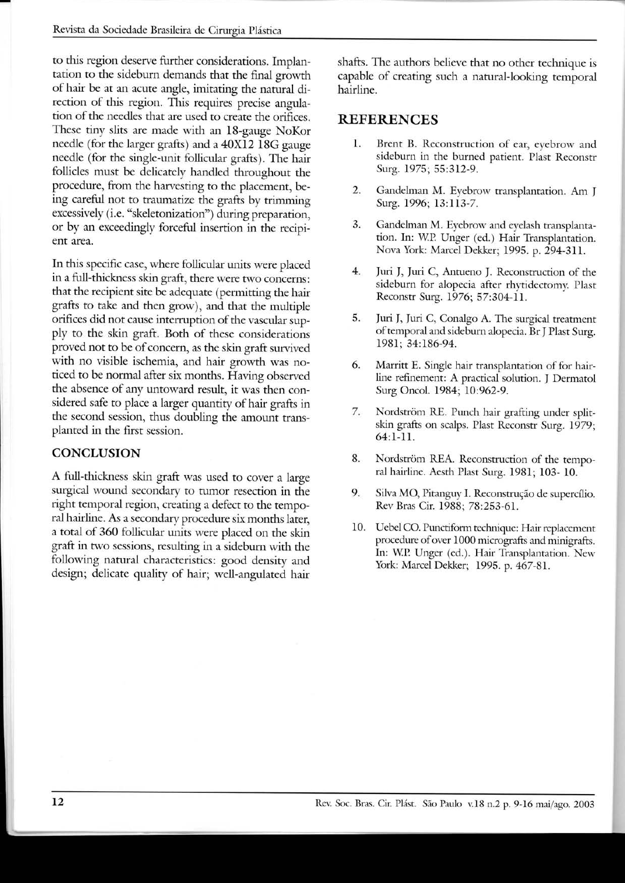to this region deserve further considerations. Implantation to the sideburn demands that the final growth of hair be at an acute angle, imitating the natural direction of this region. This requires precise angulation of the needles that are used to create the orifices. These tiny slits are made with an 18-gauge NoKor needle (for the larger grafts) and a 40X12 18G gauge needle (for the single-unit follicular grafts). The hair follicles must be delicately handled throughout the procedure, from the harvesting to the placement, being careful not to traumatize the grafts by trimming excessively (i.e. "skeletonization") during preparation, or by an exceedingly forceful insertion in the recipient area.

In this specific case, where follicular units were placed in a full-thickness skin graft, there were two concerns: that the recipient site be adequate (permitting the hair grafts to take and then grow), and that the multiple orifices did not cause interruption of the vascular supply to the skin graft. Both of these considerations proved not to be of concern, as the skin graft survived with no visible ischemia, and hair growth was noticed to be normal after six months. Having observed the absence of any untoward result, it was then considered safe to place a larger quantity of hair grafts in the second session, thus doubling the amount transplanted in the first session.

## CONCLUSION

A full-thickness skin graft was used to cover a large surgical wound secondary to tumor resection in the right temporal region, creating a defect to the temporal hairline. As a secondary procedure six months later, a total of 360 follicular units were placed on the skin graft in two sessions, resulting in a sideburn with the following natural characteristics: good density and design; delicate quality of hair; well-angulated hair shafts. The authors believe that no other technique is capable of creating such a natural-looking temporal hairline.

## REFERENCES

1. Brent B. Reconstruction of ear, eyebrow and sideburn in the burned patient. Plast Reconstr Surg. 1975; 55:312-9.
2. Gandelman M. Eyebrow transplantation. Am J Surg. 1996; 13:113-7.
3. Gandelman M. Eyebrow and eyelash transplantation. In: W.P. Unger (ed.) Hair Transplantation. Nova York: Marcel Dekker; 1995. p. 294-311.
4. Juri J, Juri C, Antueno J. Reconstruction of the sideburn for alopecia after rhytidectomy. Plast Reconstr Surg. 1976; 57:304-11.
5. Juri J, Juri C, Conalgo A. The surgical treatment of temporal and sideburn alopecia. Br J Plast Surg. 1981; 34:186-94.
6. Marritt E. Single hair transplantation of for hairline refinement: A practical solution. J Dermatol Surg Oncol. 1984; 10:962-9.
7. Nordström RE. Punch hair grafting under split-skin grafts on scalps. Plast Reconstr Surg. 1979; 64:1-11.
8. Nordström REA. Reconstruction of the temporal hairline. Aesth Plast Surg. 1981; 103- 10.
9. Silva MO, Pitanguy I. Reconstrução de supercílio. Rev Bras Cir. 1988; 78:253-61.
10. Uebel CO. Punctiform technique: Hair replacement procedure of over 1000 micrografts and minigrafts. In: W.P. Unger (ed.). Hair Transplantation. New York: Marcel Dekker; 1995. p. 467-81.